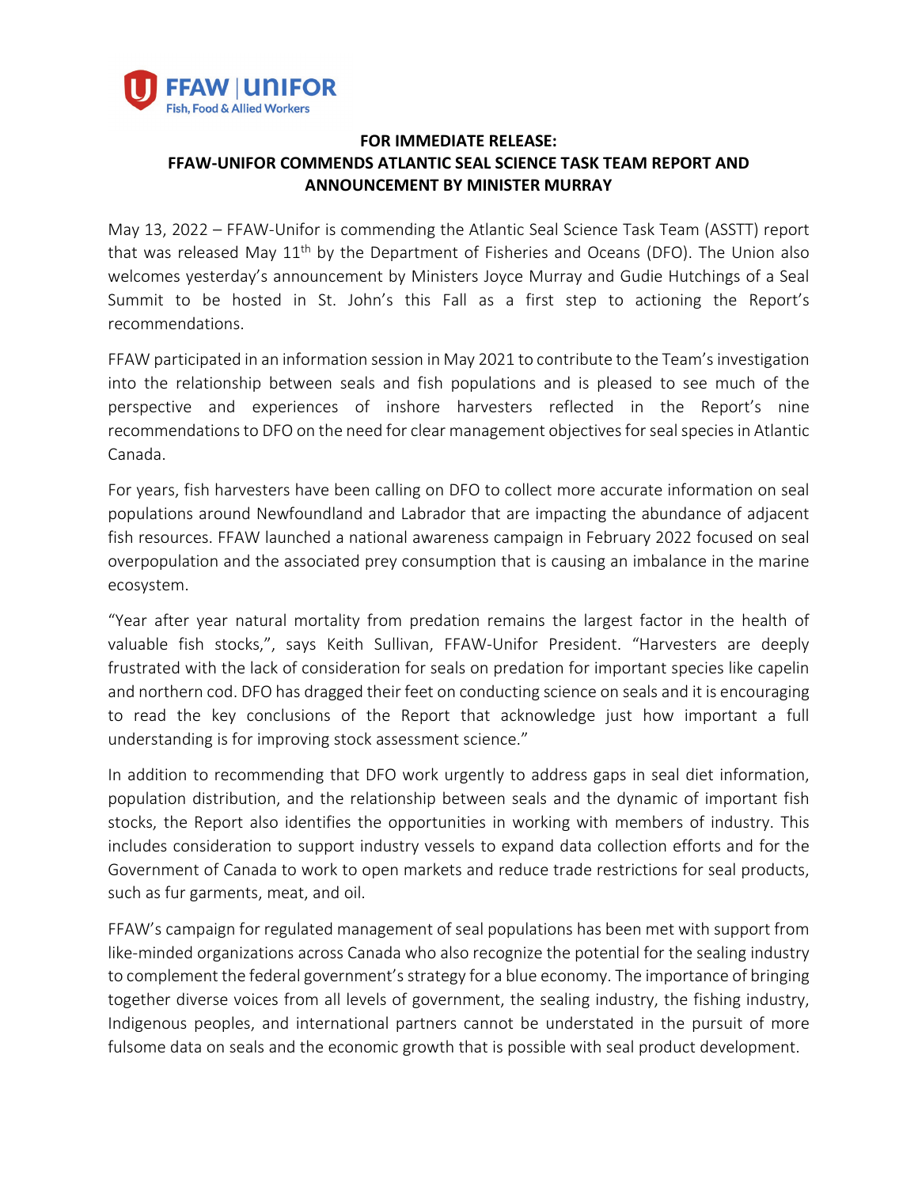**FFAW | UNIFOR**
Fish, Food & Allied Workers

**FOR IMMEDIATE RELEASE:**
**FFAW-UNIFOR COMMENDS ATLANTIC SEAL SCIENCE TASK TEAM REPORT AND ANNOUNCEMENT BY MINISTER MURRAY**

May 13, 2022 – FFAW-Unifor is commending the Atlantic Seal Science Task Team (ASSTT) report that was released May 11th by the Department of Fisheries and Oceans (DFO). The Union also welcomes yesterday's announcement by Ministers Joyce Murray and Gudie Hutchings of a Seal Summit to be hosted in St. John's this Fall as a first step to actioning the Report's recommendations.

FFAW participated in an information session in May 2021 to contribute to the Team's investigation into the relationship between seals and fish populations and is pleased to see much of the perspective and experiences of inshore harvesters reflected in the Report's nine recommendations to DFO on the need for clear management objectives for seal species in Atlantic Canada.

For years, fish harvesters have been calling on DFO to collect more accurate information on seal populations around Newfoundland and Labrador that are impacting the abundance of adjacent fish resources. FFAW launched a national awareness campaign in February 2022 focused on seal overpopulation and the associated prey consumption that is causing an imbalance in the marine ecosystem.

"Year after year natural mortality from predation remains the largest factor in the health of valuable fish stocks,", says Keith Sullivan, FFAW-Unifor President. "Harvesters are deeply frustrated with the lack of consideration for seals on predation for important species like capelin and northern cod. DFO has dragged their feet on conducting science on seals and it is encouraging to read the key conclusions of the Report that acknowledge just how important a full understanding is for improving stock assessment science."

In addition to recommending that DFO work urgently to address gaps in seal diet information, population distribution, and the relationship between seals and the dynamic of important fish stocks, the Report also identifies the opportunities in working with members of industry. This includes consideration to support industry vessels to expand data collection efforts and for the Government of Canada to work to open markets and reduce trade restrictions for seal products, such as fur garments, meat, and oil.

FFAW's campaign for regulated management of seal populations has been met with support from like-minded organizations across Canada who also recognize the potential for the sealing industry to complement the federal government's strategy for a blue economy. The importance of bringing together diverse voices from all levels of government, the sealing industry, the fishing industry, Indigenous peoples, and international partners cannot be understated in the pursuit of more fulsome data on seals and the economic growth that is possible with seal product development.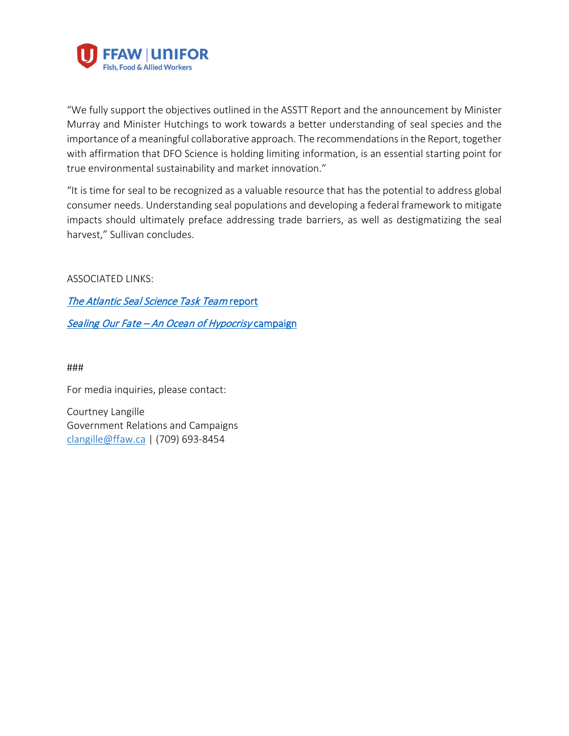"We fully support the objectives outlined in the ASSTT Report and the announcement by Minister Murray and Minister Hutchings to work towards a better understanding of seal species and the importance of a meaningful collaborative approach. The recommendations in the Report, together with affirmation that DFO Science is holding limiting information, is an essential starting point for true environmental sustainability and market innovation."

"It is time for seal to be recognized as a valuable resource that has the potential to address global consumer needs. Understanding seal populations and developing a federal framework to mitigate impacts should ultimately preface addressing trade barriers, as well as destigmatizing the seal harvest," Sullivan concludes.

ASSOCIATED LINKS:

*The Atlantic Seal Science Task Team* report

*Sealing Our Fate – An Ocean of Hypocrisy* campaign

###

For media inquiries, please contact:

Courtney Langille
Government Relations and Campaigns
clangille@ffaw.ca | (709) 693-8454